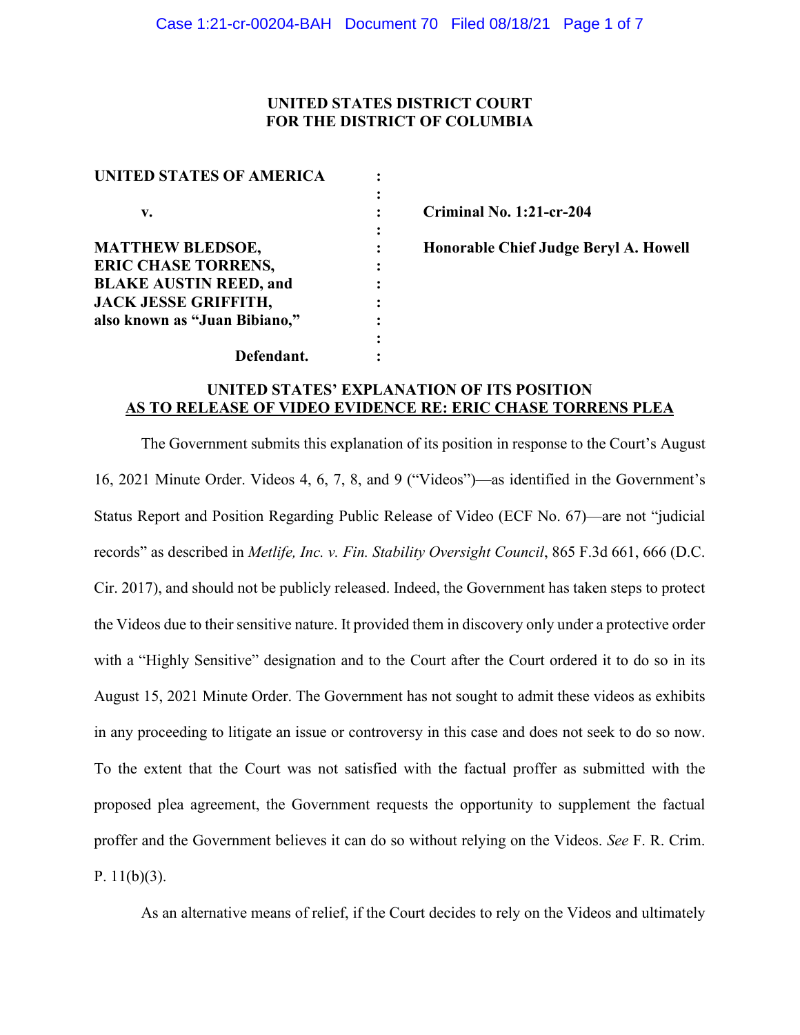**UNITED STATES DISTRICT COURT**
**FOR THE DISTRICT OF COLUMBIA**

| | | |
|---|---|---|
| **UNITED STATES OF AMERICA** | : | |
| | : | |
| **v.** | : | **Criminal No. 1:21-cr-204** |
| | : | |
| **MATTHEW BLEDSOE,** | : | **Honorable Chief Judge Beryl A. Howell** |
| **ERIC CHASE TORRENS,** | : | |
| **BLAKE AUSTIN REED, and** | : | |
| **JACK JESSE GRIFFITH,** | : | |
| **also known as "Juan Bibiano,"** | : | |
| | : | |
| **Defendant.** | : | |

**UNITED STATES' EXPLANATION OF ITS POSITION**
**AS TO RELEASE OF VIDEO EVIDENCE RE: ERIC CHASE TORRENS PLEA**

The Government submits this explanation of its position in response to the Court's August 16, 2021 Minute Order. Videos 4, 6, 7, 8, and 9 ("Videos")—as identified in the Government's Status Report and Position Regarding Public Release of Video (ECF No. 67)—are not "judicial records" as described in *Metlife, Inc. v. Fin. Stability Oversight Council*, 865 F.3d 661, 666 (D.C. Cir. 2017), and should not be publicly released. Indeed, the Government has taken steps to protect the Videos due to their sensitive nature. It provided them in discovery only under a protective order with a "Highly Sensitive" designation and to the Court after the Court ordered it to do so in its August 15, 2021 Minute Order. The Government has not sought to admit these videos as exhibits in any proceeding to litigate an issue or controversy in this case and does not seek to do so now. To the extent that the Court was not satisfied with the factual proffer as submitted with the proposed plea agreement, the Government requests the opportunity to supplement the factual proffer and the Government believes it can do so without relying on the Videos. *See* F. R. Crim. P. 11(b)(3).

As an alternative means of relief, if the Court decides to rely on the Videos and ultimately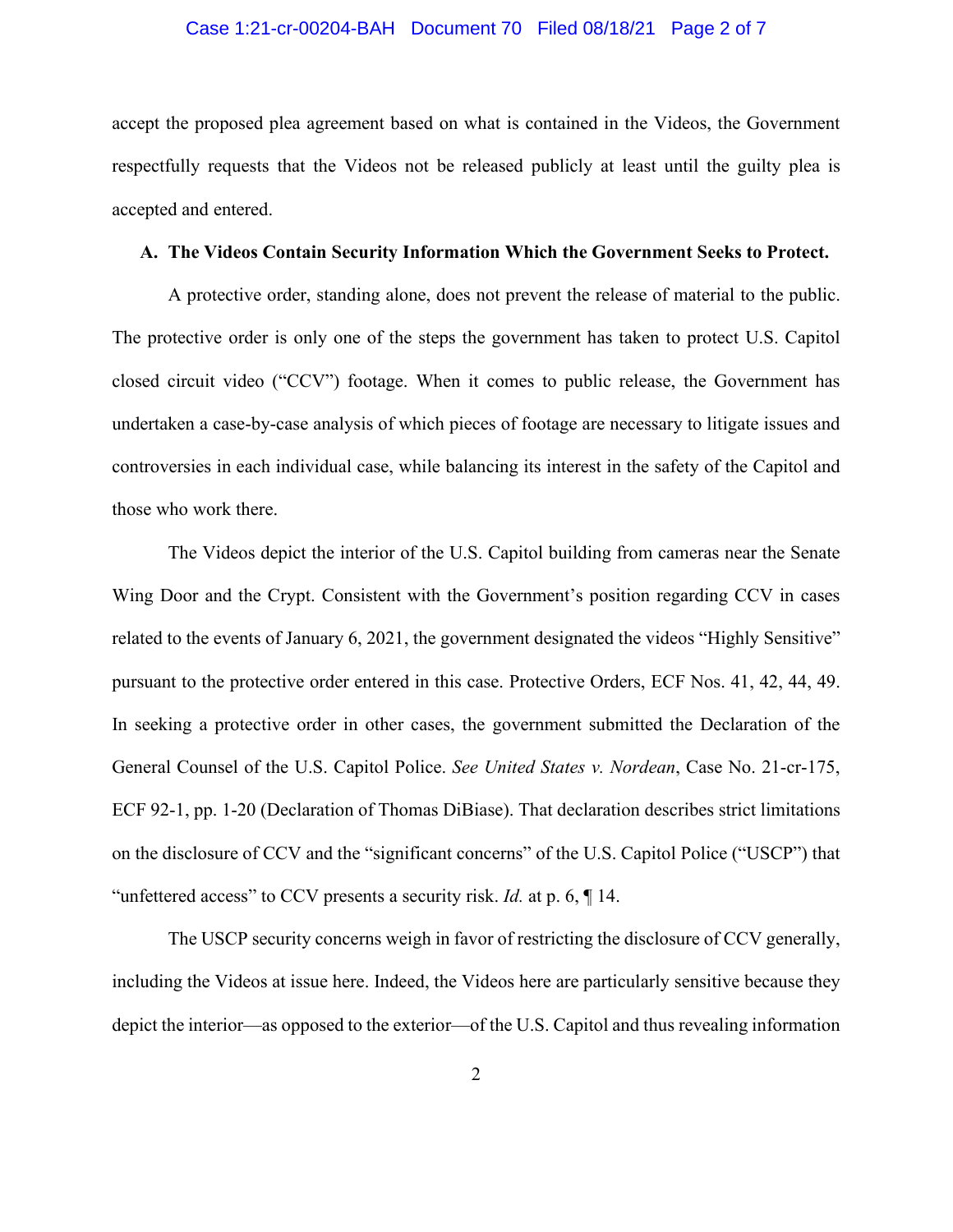accept the proposed plea agreement based on what is contained in the Videos, the Government respectfully requests that the Videos not be released publicly at least until the guilty plea is accepted and entered.

**A. The Videos Contain Security Information Which the Government Seeks to Protect.**

A protective order, standing alone, does not prevent the release of material to the public. The protective order is only one of the steps the government has taken to protect U.S. Capitol closed circuit video ("CCV") footage. When it comes to public release, the Government has undertaken a case-by-case analysis of which pieces of footage are necessary to litigate issues and controversies in each individual case, while balancing its interest in the safety of the Capitol and those who work there.

The Videos depict the interior of the U.S. Capitol building from cameras near the Senate Wing Door and the Crypt. Consistent with the Government's position regarding CCV in cases related to the events of January 6, 2021, the government designated the videos "Highly Sensitive" pursuant to the protective order entered in this case. Protective Orders, ECF Nos. 41, 42, 44, 49. In seeking a protective order in other cases, the government submitted the Declaration of the General Counsel of the U.S. Capitol Police. *See United States v. Nordean*, Case No. 21-cr-175, ECF 92-1, pp. 1-20 (Declaration of Thomas DiBiase). That declaration describes strict limitations on the disclosure of CCV and the "significant concerns" of the U.S. Capitol Police ("USCP") that "unfettered access" to CCV presents a security risk. *Id.* at p. 6, ¶ 14.

The USCP security concerns weigh in favor of restricting the disclosure of CCV generally, including the Videos at issue here. Indeed, the Videos here are particularly sensitive because they depict the interior—as opposed to the exterior—of the U.S. Capitol and thus revealing information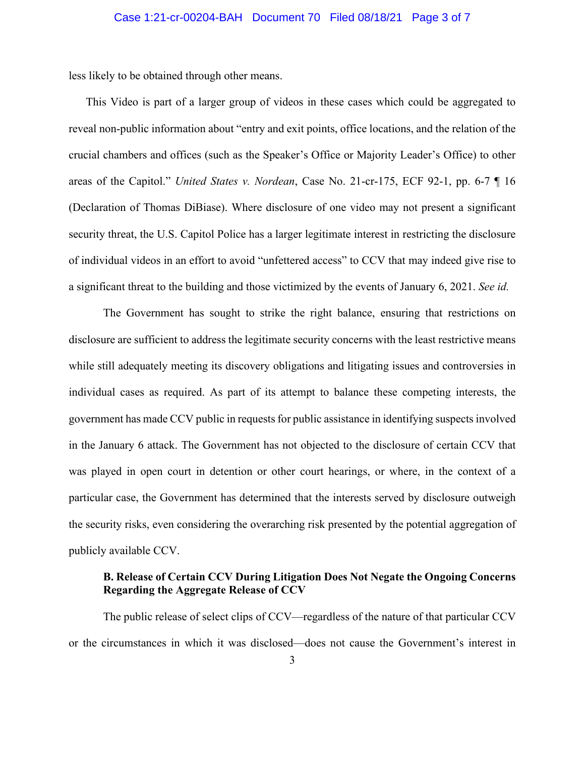less likely to be obtained through other means.

This Video is part of a larger group of videos in these cases which could be aggregated to reveal non-public information about "entry and exit points, office locations, and the relation of the crucial chambers and offices (such as the Speaker's Office or Majority Leader's Office) to other areas of the Capitol." *United States v. Nordean*, Case No. 21-cr-175, ECF 92-1, pp. 6-7 ¶ 16 (Declaration of Thomas DiBiase). Where disclosure of one video may not present a significant security threat, the U.S. Capitol Police has a larger legitimate interest in restricting the disclosure of individual videos in an effort to avoid "unfettered access" to CCV that may indeed give rise to a significant threat to the building and those victimized by the events of January 6, 2021. *See id.*

The Government has sought to strike the right balance, ensuring that restrictions on disclosure are sufficient to address the legitimate security concerns with the least restrictive means while still adequately meeting its discovery obligations and litigating issues and controversies in individual cases as required. As part of its attempt to balance these competing interests, the government has made CCV public in requests for public assistance in identifying suspects involved in the January 6 attack. The Government has not objected to the disclosure of certain CCV that was played in open court in detention or other court hearings, or where, in the context of a particular case, the Government has determined that the interests served by disclosure outweigh the security risks, even considering the overarching risk presented by the potential aggregation of publicly available CCV.

**B. Release of Certain CCV During Litigation Does Not Negate the Ongoing Concerns Regarding the Aggregate Release of CCV**

The public release of select clips of CCV—regardless of the nature of that particular CCV or the circumstances in which it was disclosed—does not cause the Government's interest in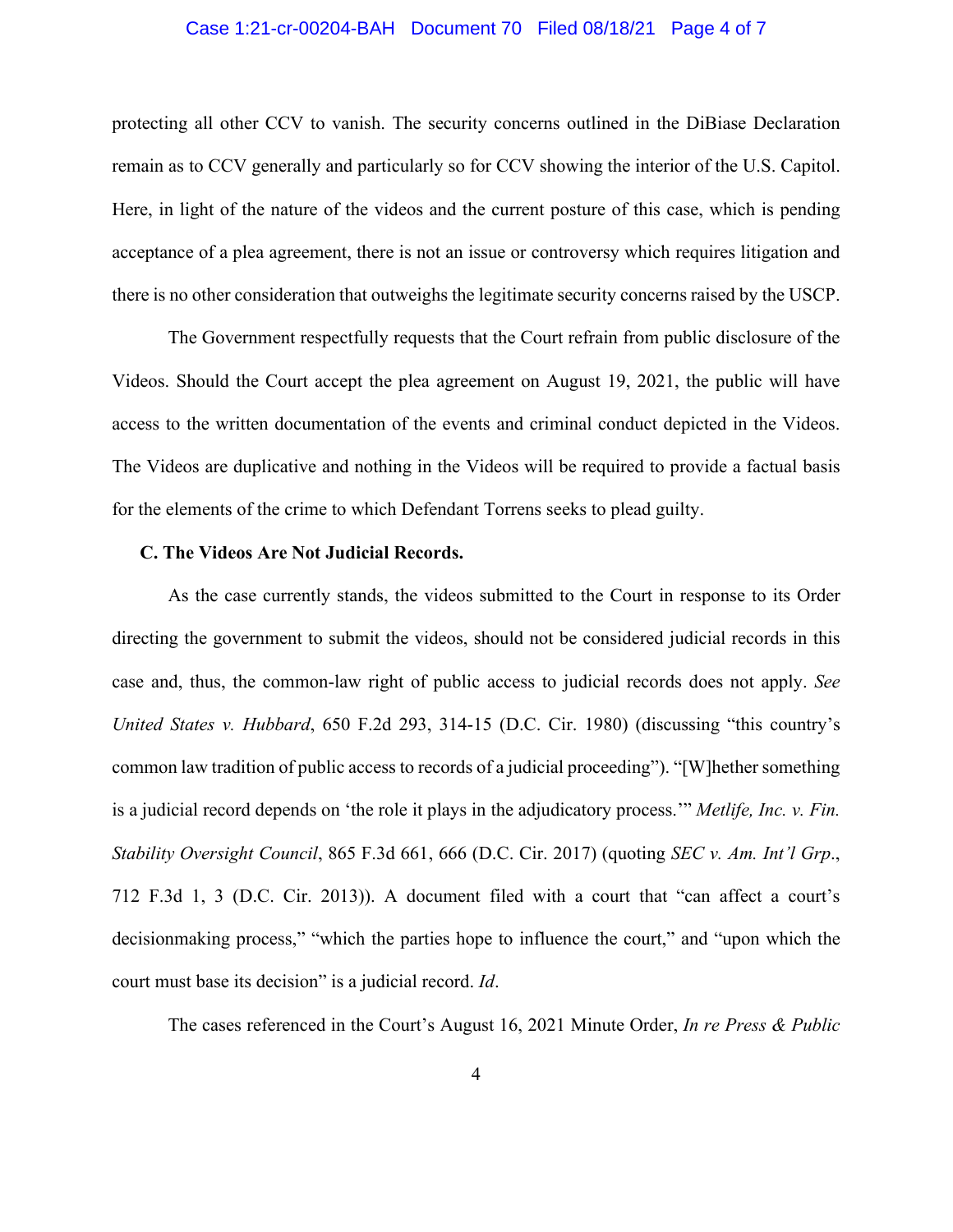protecting all other CCV to vanish. The security concerns outlined in the DiBiase Declaration remain as to CCV generally and particularly so for CCV showing the interior of the U.S. Capitol. Here, in light of the nature of the videos and the current posture of this case, which is pending acceptance of a plea agreement, there is not an issue or controversy which requires litigation and there is no other consideration that outweighs the legitimate security concerns raised by the USCP.

The Government respectfully requests that the Court refrain from public disclosure of the Videos. Should the Court accept the plea agreement on August 19, 2021, the public will have access to the written documentation of the events and criminal conduct depicted in the Videos. The Videos are duplicative and nothing in the Videos will be required to provide a factual basis for the elements of the crime to which Defendant Torrens seeks to plead guilty.

**C. The Videos Are Not Judicial Records.**

As the case currently stands, the videos submitted to the Court in response to its Order directing the government to submit the videos, should not be considered judicial records in this case and, thus, the common-law right of public access to judicial records does not apply. *See United States v. Hubbard*, 650 F.2d 293, 314-15 (D.C. Cir. 1980) (discussing "this country's common law tradition of public access to records of a judicial proceeding"). "[W]hether something is a judicial record depends on 'the role it plays in the adjudicatory process.'" *Metlife, Inc. v. Fin. Stability Oversight Council*, 865 F.3d 661, 666 (D.C. Cir. 2017) (quoting *SEC v. Am. Int'l Grp.*, 712 F.3d 1, 3 (D.C. Cir. 2013)). A document filed with a court that "can affect a court's decisionmaking process," "which the parties hope to influence the court," and "upon which the court must base its decision" is a judicial record. *Id*.

The cases referenced in the Court's August 16, 2021 Minute Order, *In re Press & Public*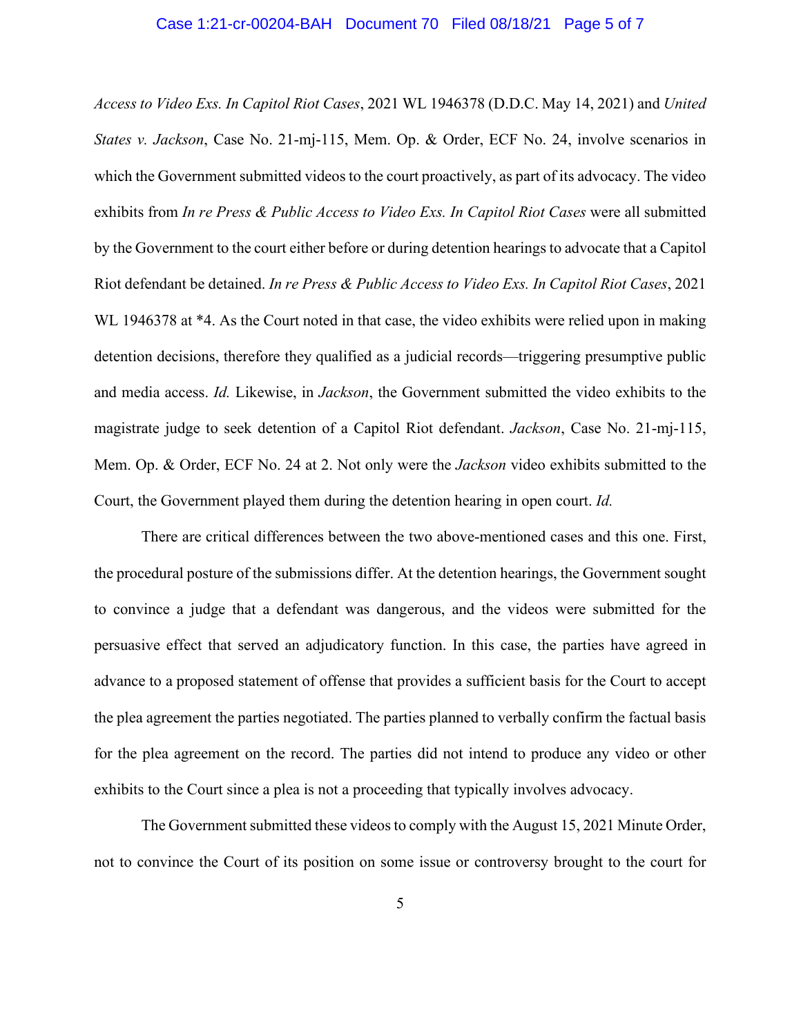*Access to Video Exs. In Capitol Riot Cases*, 2021 WL 1946378 (D.D.C. May 14, 2021) and *United States v. Jackson*, Case No. 21-mj-115, Mem. Op. & Order, ECF No. 24, involve scenarios in which the Government submitted videos to the court proactively, as part of its advocacy. The video exhibits from *In re Press & Public Access to Video Exs. In Capitol Riot Cases* were all submitted by the Government to the court either before or during detention hearings to advocate that a Capitol Riot defendant be detained. *In re Press & Public Access to Video Exs. In Capitol Riot Cases*, 2021 WL 1946378 at *4. As the Court noted in that case, the video exhibits were relied upon in making detention decisions, therefore they qualified as a judicial records—triggering presumptive public and media access. *Id.* Likewise, in *Jackson*, the Government submitted the video exhibits to the magistrate judge to seek detention of a Capitol Riot defendant. *Jackson*, Case No. 21-mj-115, Mem. Op. & Order, ECF No. 24 at 2. Not only were the *Jackson* video exhibits submitted to the Court, the Government played them during the detention hearing in open court. *Id.*

There are critical differences between the two above-mentioned cases and this one. First, the procedural posture of the submissions differ. At the detention hearings, the Government sought to convince a judge that a defendant was dangerous, and the videos were submitted for the persuasive effect that served an adjudicatory function. In this case, the parties have agreed in advance to a proposed statement of offense that provides a sufficient basis for the Court to accept the plea agreement the parties negotiated. The parties planned to verbally confirm the factual basis for the plea agreement on the record. The parties did not intend to produce any video or other exhibits to the Court since a plea is not a proceeding that typically involves advocacy.

The Government submitted these videos to comply with the August 15, 2021 Minute Order, not to convince the Court of its position on some issue or controversy brought to the court for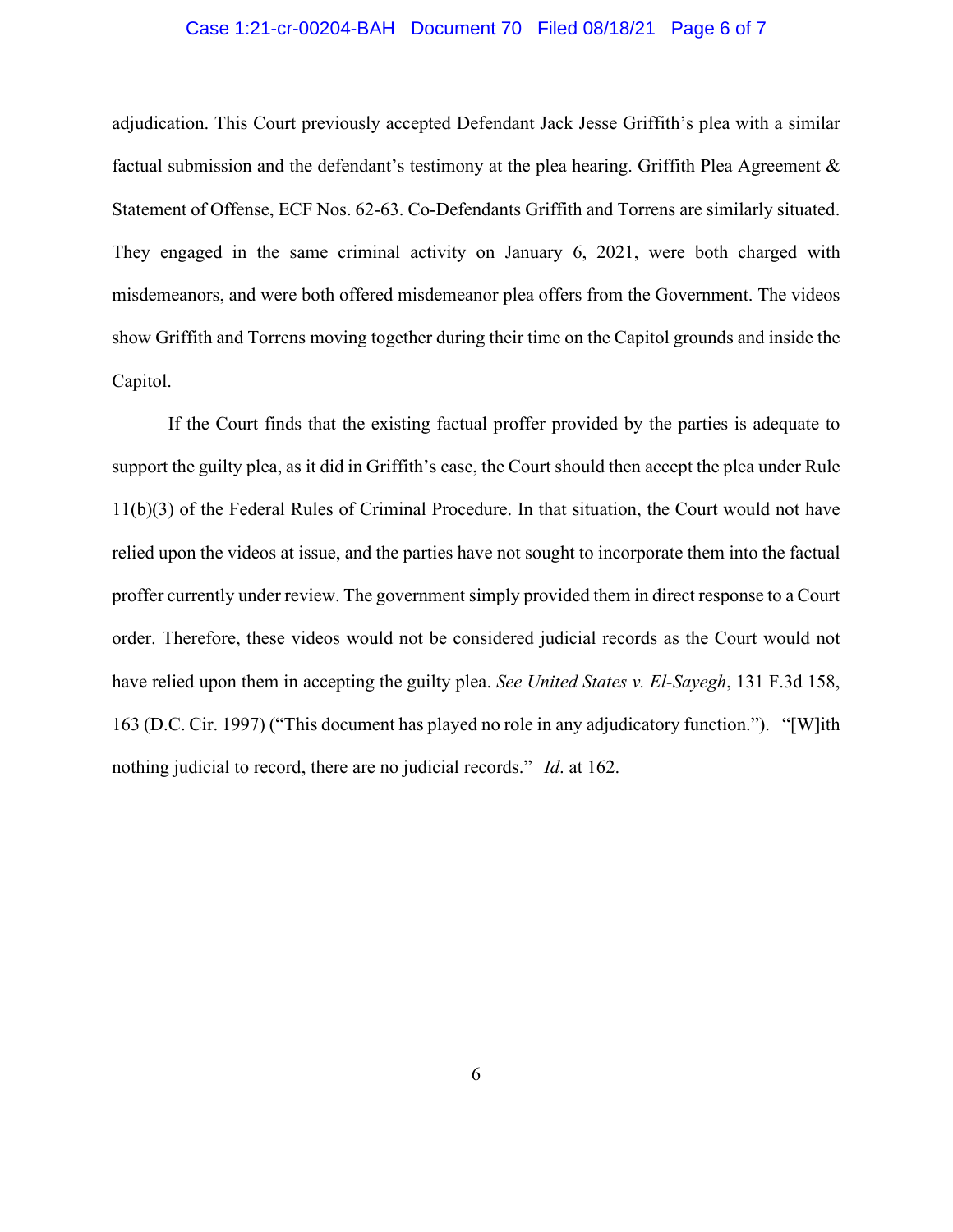adjudication. This Court previously accepted Defendant Jack Jesse Griffith's plea with a similar factual submission and the defendant's testimony at the plea hearing. Griffith Plea Agreement & Statement of Offense, ECF Nos. 62-63. Co-Defendants Griffith and Torrens are similarly situated. They engaged in the same criminal activity on January 6, 2021, were both charged with misdemeanors, and were both offered misdemeanor plea offers from the Government. The videos show Griffith and Torrens moving together during their time on the Capitol grounds and inside the Capitol.

If the Court finds that the existing factual proffer provided by the parties is adequate to support the guilty plea, as it did in Griffith's case, the Court should then accept the plea under Rule 11(b)(3) of the Federal Rules of Criminal Procedure. In that situation, the Court would not have relied upon the videos at issue, and the parties have not sought to incorporate them into the factual proffer currently under review. The government simply provided them in direct response to a Court order. Therefore, these videos would not be considered judicial records as the Court would not have relied upon them in accepting the guilty plea. *See United States v. El-Sayegh*, 131 F.3d 158, 163 (D.C. Cir. 1997) ("This document has played no role in any adjudicatory function."). "[W]ith nothing judicial to record, there are no judicial records." *Id*. at 162.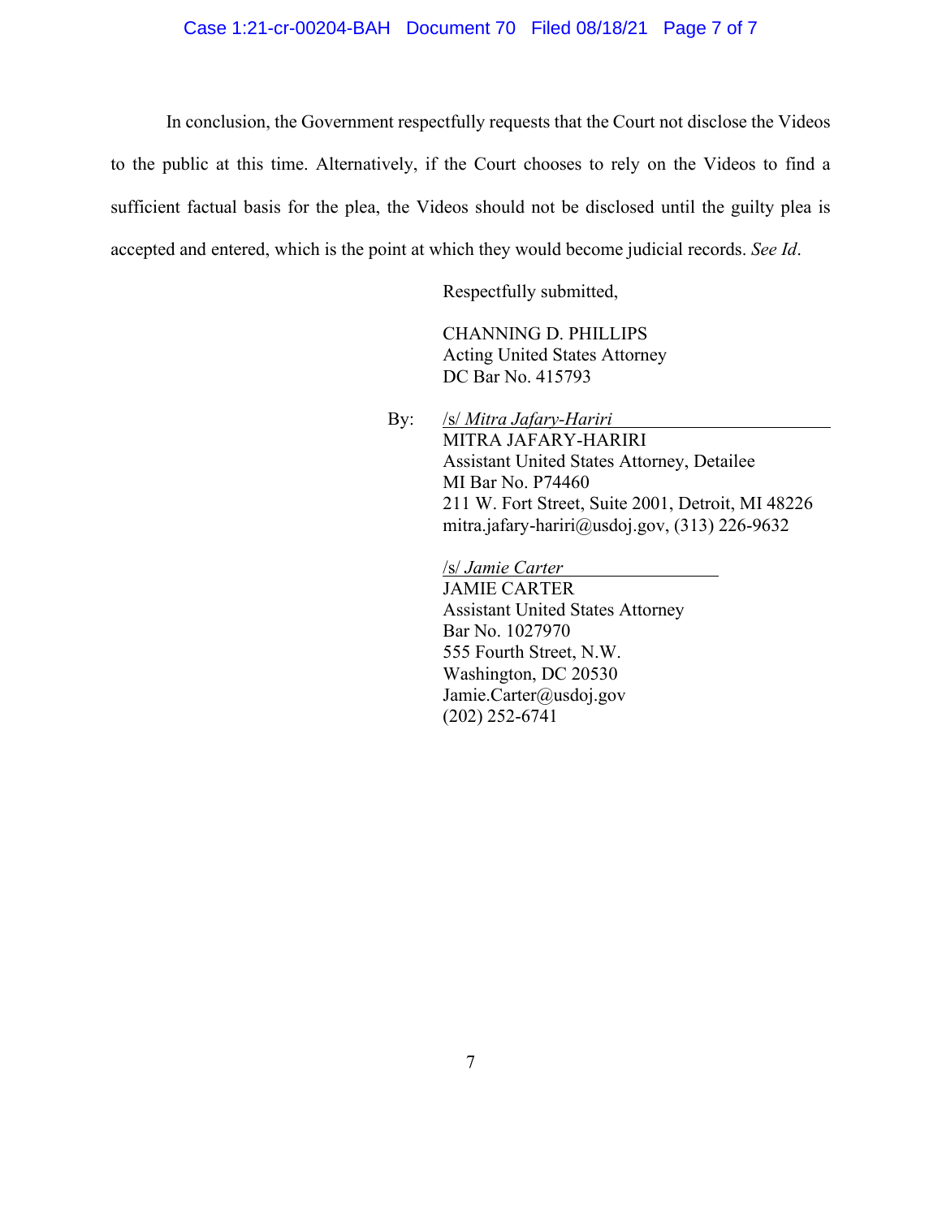In conclusion, the Government respectfully requests that the Court not disclose the Videos to the public at this time. Alternatively, if the Court chooses to rely on the Videos to find a sufficient factual basis for the plea, the Videos should not be disclosed until the guilty plea is accepted and entered, which is the point at which they would become judicial records. *See Id*.

Respectfully submitted,

CHANNING D. PHILLIPS
Acting United States Attorney
DC Bar No. 415793

By: /s/ *Mitra Jafary-Hariri*
MITRA JAFARY-HARIRI
Assistant United States Attorney, Detailee
MI Bar No. P74460
211 W. Fort Street, Suite 2001, Detroit, MI 48226
mitra.jafary-hariri@usdoj.gov, (313) 226-9632

/s/ *Jamie Carter*
JAMIE CARTER
Assistant United States Attorney
Bar No. 1027970
555 Fourth Street, N.W.
Washington, DC 20530
Jamie.Carter@usdoj.gov
(202) 252-6741